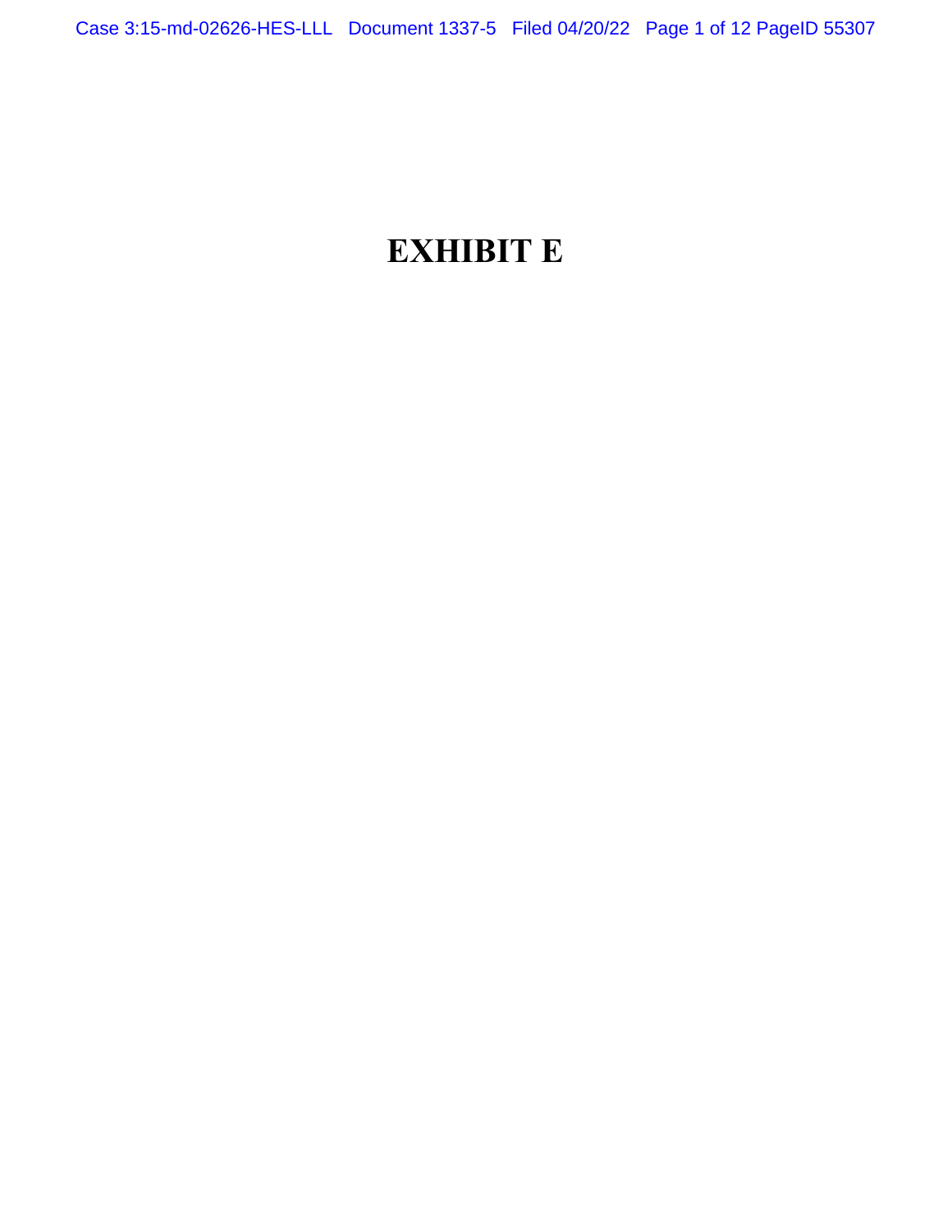# EXHIBIT E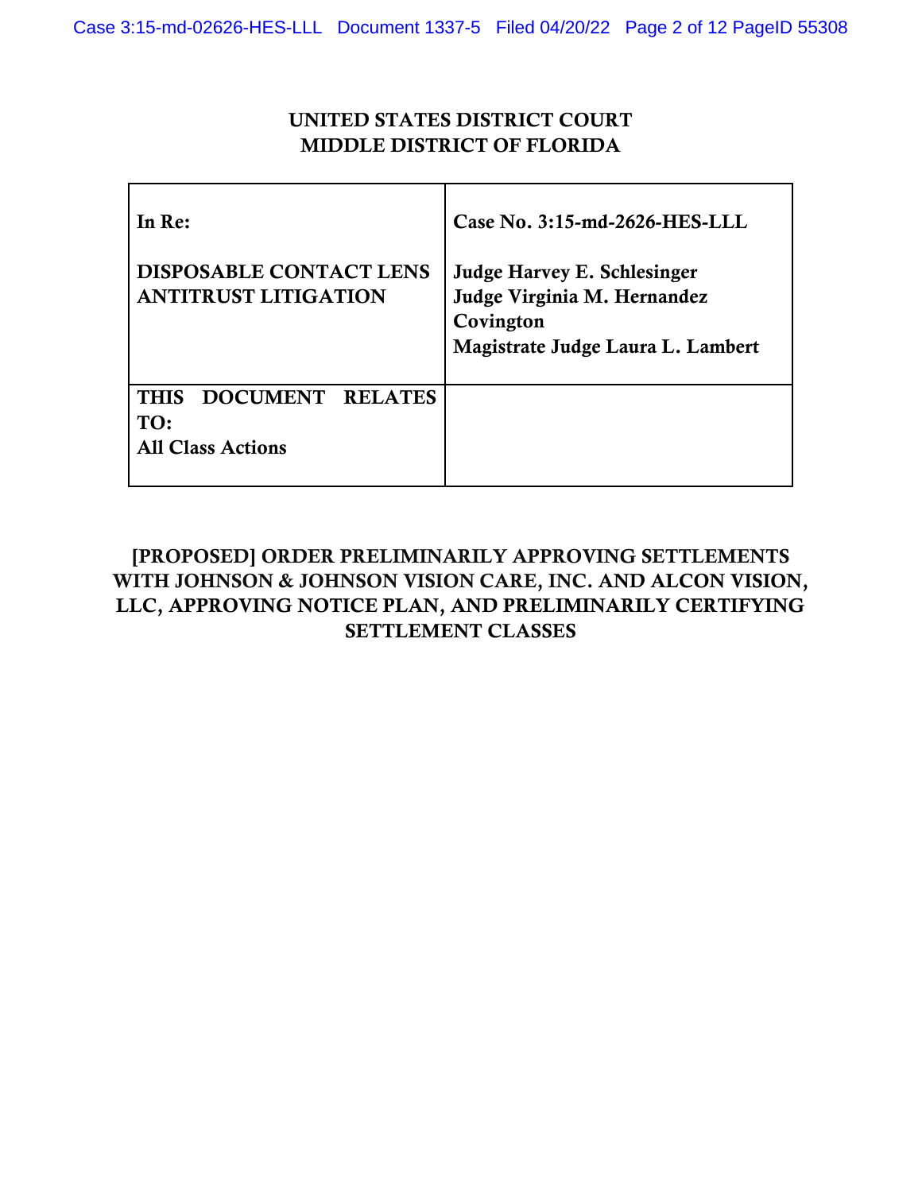# UNITED STATES DISTRICT COURT
# MIDDLE DISTRICT OF FLORIDA

| **In Re:**<br><br>**DISPOSABLE CONTACT LENS ANTITRUST LITIGATION** | **Case No. 3:15-md-2626-HES-LLL**<br><br>**Judge Harvey E. Schlesinger**<br>**Judge Virginia M. Hernandez Covington**<br>**Magistrate Judge Laura L. Lambert** |
|---|---|
| **THIS DOCUMENT RELATES TO:**<br>**All Class Actions** | |

## [PROPOSED] ORDER PRELIMINARILY APPROVING SETTLEMENTS WITH JOHNSON & JOHNSON VISION CARE, INC. AND ALCON VISION, LLC, APPROVING NOTICE PLAN, AND PRELIMINARILY CERTIFYING SETTLEMENT CLASSES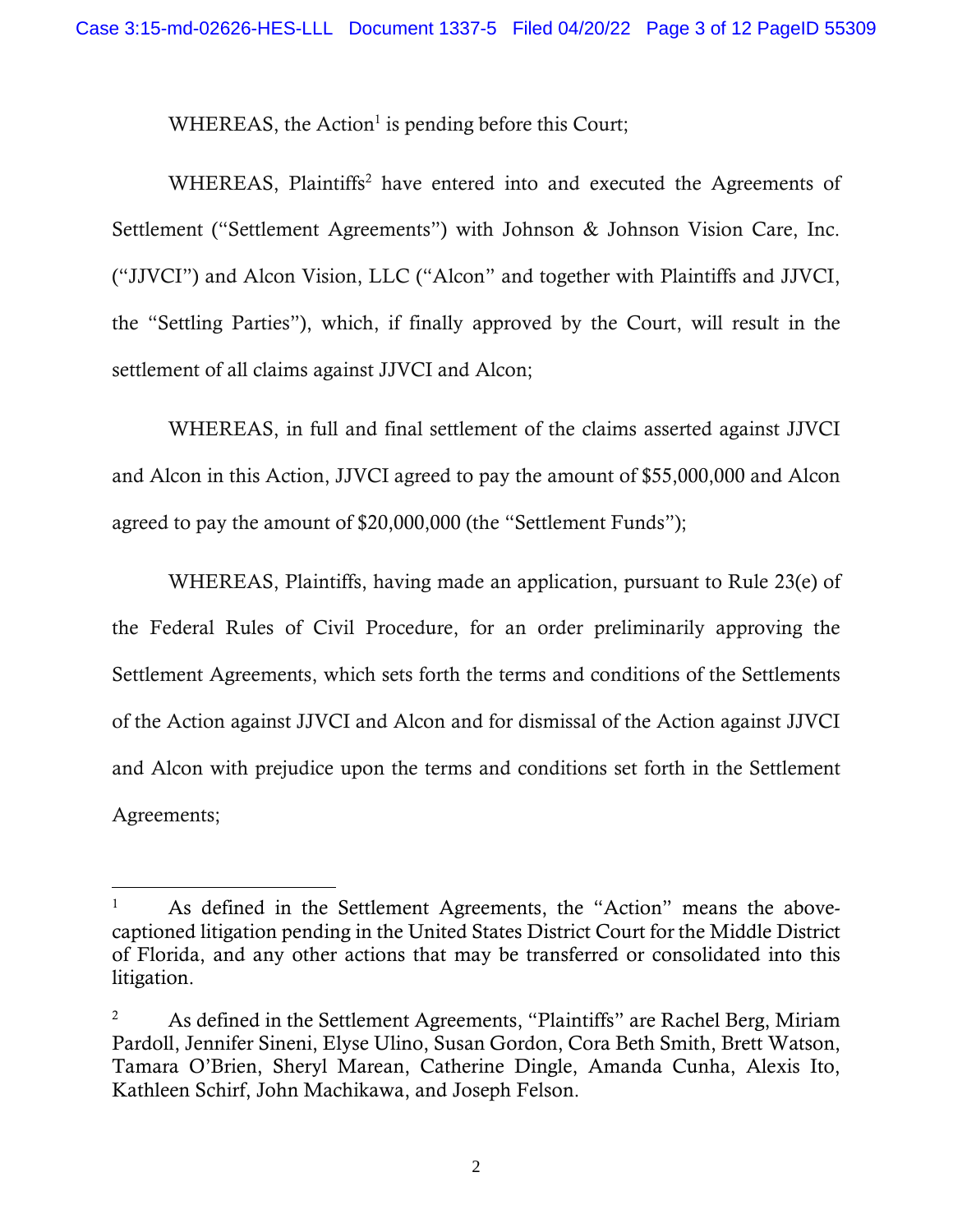WHEREAS, the Action[1] is pending before this Court;

WHEREAS, Plaintiffs[2] have entered into and executed the Agreements of Settlement ("Settlement Agreements") with Johnson & Johnson Vision Care, Inc. ("JJVCI") and Alcon Vision, LLC ("Alcon" and together with Plaintiffs and JJVCI, the "Settling Parties"), which, if finally approved by the Court, will result in the settlement of all claims against JJVCI and Alcon;

WHEREAS, in full and final settlement of the claims asserted against JJVCI and Alcon in this Action, JJVCI agreed to pay the amount of $55,000,000 and Alcon agreed to pay the amount of $20,000,000 (the "Settlement Funds");

WHEREAS, Plaintiffs, having made an application, pursuant to Rule 23(e) of the Federal Rules of Civil Procedure, for an order preliminarily approving the Settlement Agreements, which sets forth the terms and conditions of the Settlements of the Action against JJVCI and Alcon and for dismissal of the Action against JJVCI and Alcon with prejudice upon the terms and conditions set forth in the Settlement Agreements;

---

[1] As defined in the Settlement Agreements, the "Action" means the above-captioned litigation pending in the United States District Court for the Middle District of Florida, and any other actions that may be transferred or consolidated into this litigation.

[2] As defined in the Settlement Agreements, "Plaintiffs" are Rachel Berg, Miriam Pardoll, Jennifer Sineni, Elyse Ulino, Susan Gordon, Cora Beth Smith, Brett Watson, Tamara O'Brien, Sheryl Marean, Catherine Dingle, Amanda Cunha, Alexis Ito, Kathleen Schirf, John Machikawa, and Joseph Felson.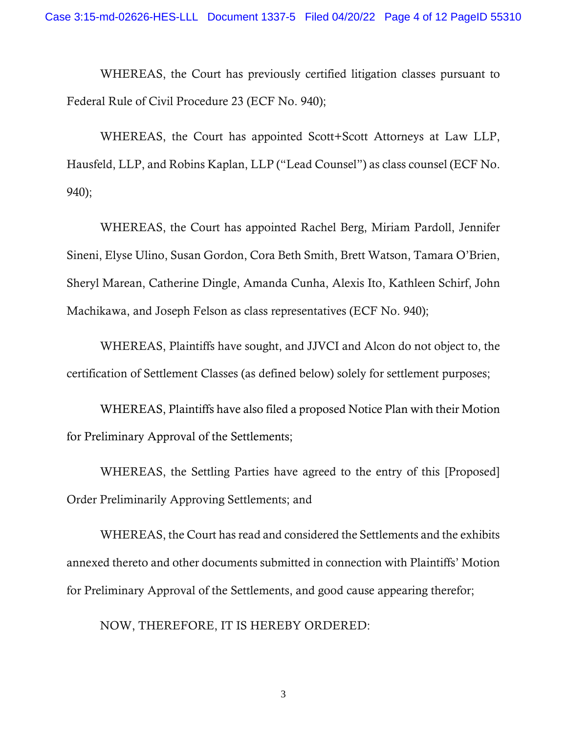WHEREAS, the Court has previously certified litigation classes pursuant to Federal Rule of Civil Procedure 23 (ECF No. 940);

WHEREAS, the Court has appointed Scott+Scott Attorneys at Law LLP, Hausfeld, LLP, and Robins Kaplan, LLP ("Lead Counsel") as class counsel (ECF No. 940);

WHEREAS, the Court has appointed Rachel Berg, Miriam Pardoll, Jennifer Sineni, Elyse Ulino, Susan Gordon, Cora Beth Smith, Brett Watson, Tamara O'Brien, Sheryl Marean, Catherine Dingle, Amanda Cunha, Alexis Ito, Kathleen Schirf, John Machikawa, and Joseph Felson as class representatives (ECF No. 940);

WHEREAS, Plaintiffs have sought, and JJVCI and Alcon do not object to, the certification of Settlement Classes (as defined below) solely for settlement purposes;

WHEREAS, Plaintiffs have also filed a proposed Notice Plan with their Motion for Preliminary Approval of the Settlements;

WHEREAS, the Settling Parties have agreed to the entry of this [Proposed] Order Preliminarily Approving Settlements; and

WHEREAS, the Court has read and considered the Settlements and the exhibits annexed thereto and other documents submitted in connection with Plaintiffs' Motion for Preliminary Approval of the Settlements, and good cause appearing therefor;

NOW, THEREFORE, IT IS HEREBY ORDERED: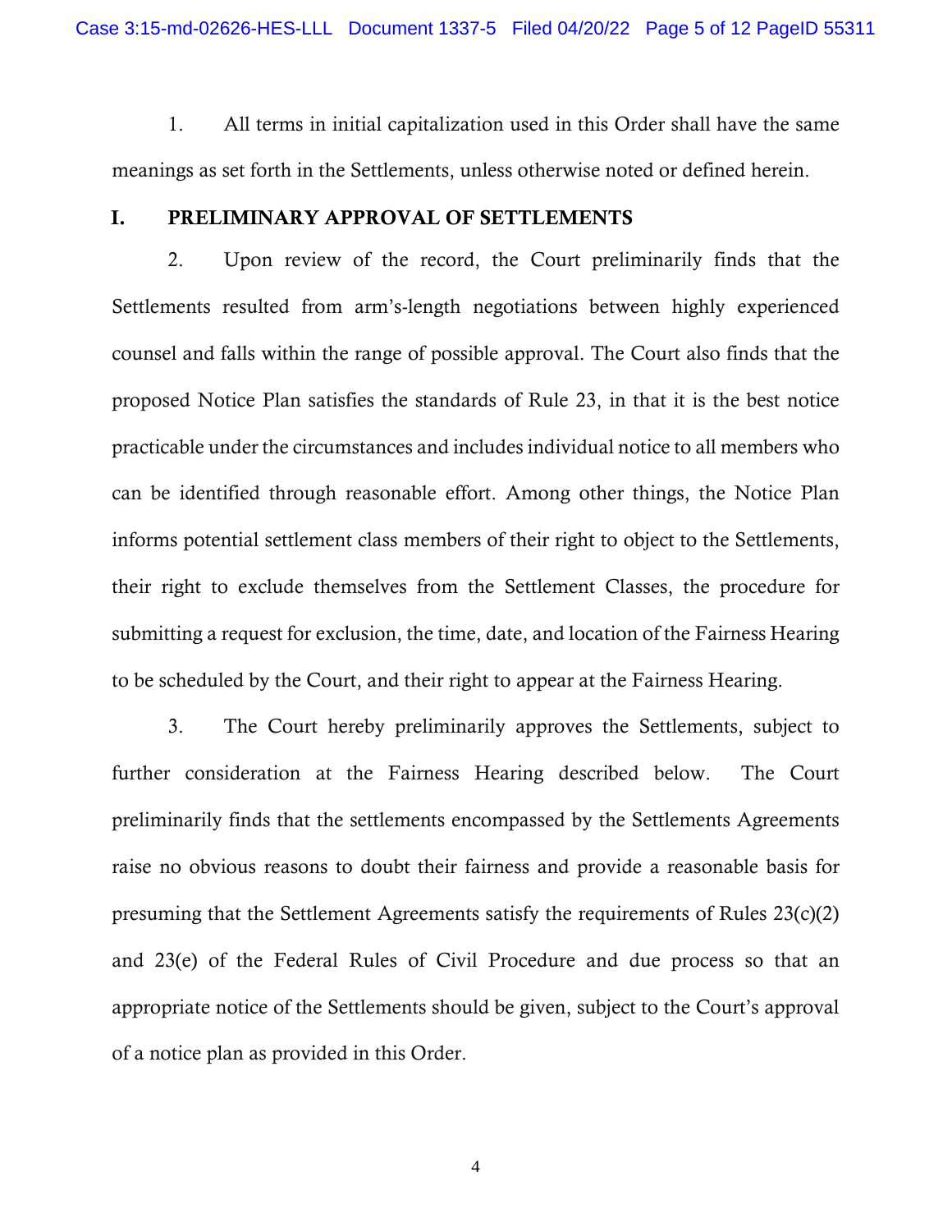1. All terms in initial capitalization used in this Order shall have the same meanings as set forth in the Settlements, unless otherwise noted or defined herein.

## I. PRELIMINARY APPROVAL OF SETTLEMENTS

2. Upon review of the record, the Court preliminarily finds that the Settlements resulted from arm's-length negotiations between highly experienced counsel and falls within the range of possible approval. The Court also finds that the proposed Notice Plan satisfies the standards of Rule 23, in that it is the best notice practicable under the circumstances and includes individual notice to all members who can be identified through reasonable effort. Among other things, the Notice Plan informs potential settlement class members of their right to object to the Settlements, their right to exclude themselves from the Settlement Classes, the procedure for submitting a request for exclusion, the time, date, and location of the Fairness Hearing to be scheduled by the Court, and their right to appear at the Fairness Hearing.

3. The Court hereby preliminarily approves the Settlements, subject to further consideration at the Fairness Hearing described below. The Court preliminarily finds that the settlements encompassed by the Settlements Agreements raise no obvious reasons to doubt their fairness and provide a reasonable basis for presuming that the Settlement Agreements satisfy the requirements of Rules 23(c)(2) and 23(e) of the Federal Rules of Civil Procedure and due process so that an appropriate notice of the Settlements should be given, subject to the Court's approval of a notice plan as provided in this Order.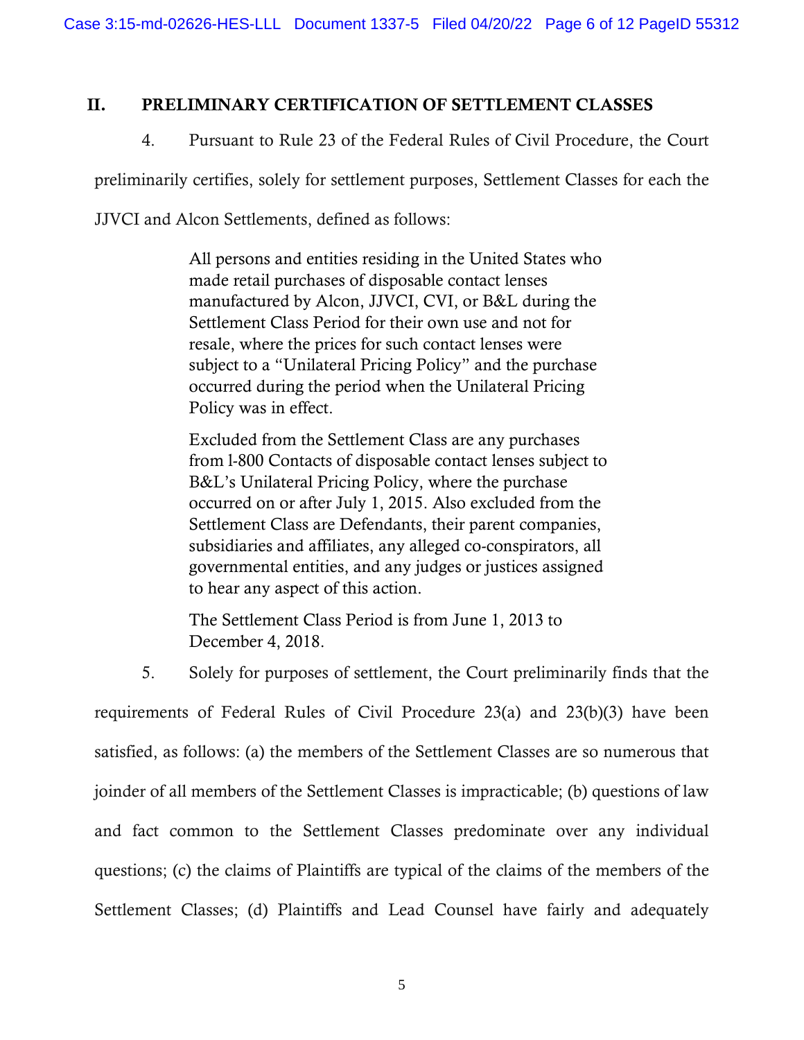## II. PRELIMINARY CERTIFICATION OF SETTLEMENT CLASSES

4. Pursuant to Rule 23 of the Federal Rules of Civil Procedure, the Court preliminarily certifies, solely for settlement purposes, Settlement Classes for each the JJVCI and Alcon Settlements, defined as follows:

> All persons and entities residing in the United States who made retail purchases of disposable contact lenses manufactured by Alcon, JJVCI, CVI, or B&L during the Settlement Class Period for their own use and not for resale, where the prices for such contact lenses were subject to a "Unilateral Pricing Policy" and the purchase occurred during the period when the Unilateral Pricing Policy was in effect.
>
> Excluded from the Settlement Class are any purchases from l-800 Contacts of disposable contact lenses subject to B&L's Unilateral Pricing Policy, where the purchase occurred on or after July 1, 2015. Also excluded from the Settlement Class are Defendants, their parent companies, subsidiaries and affiliates, any alleged co-conspirators, all governmental entities, and any judges or justices assigned to hear any aspect of this action.
>
> The Settlement Class Period is from June 1, 2013 to December 4, 2018.

5. Solely for purposes of settlement, the Court preliminarily finds that the requirements of Federal Rules of Civil Procedure 23(a) and 23(b)(3) have been satisfied, as follows: (a) the members of the Settlement Classes are so numerous that joinder of all members of the Settlement Classes is impracticable; (b) questions of law and fact common to the Settlement Classes predominate over any individual questions; (c) the claims of Plaintiffs are typical of the claims of the members of the Settlement Classes; (d) Plaintiffs and Lead Counsel have fairly and adequately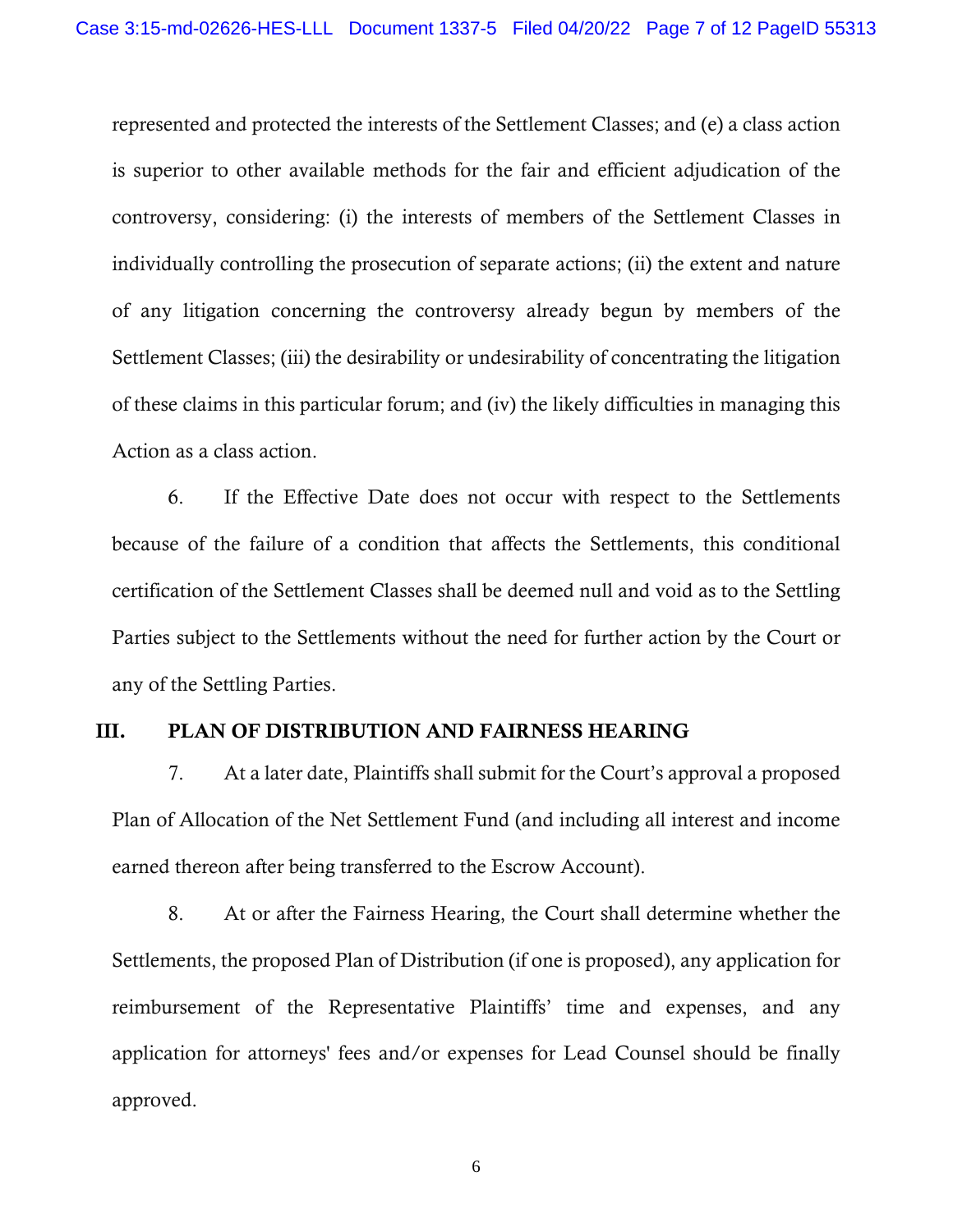represented and protected the interests of the Settlement Classes; and (e) a class action is superior to other available methods for the fair and efficient adjudication of the controversy, considering: (i) the interests of members of the Settlement Classes in individually controlling the prosecution of separate actions; (ii) the extent and nature of any litigation concerning the controversy already begun by members of the Settlement Classes; (iii) the desirability or undesirability of concentrating the litigation of these claims in this particular forum; and (iv) the likely difficulties in managing this Action as a class action.

6. If the Effective Date does not occur with respect to the Settlements because of the failure of a condition that affects the Settlements, this conditional certification of the Settlement Classes shall be deemed null and void as to the Settling Parties subject to the Settlements without the need for further action by the Court or any of the Settling Parties.

## III. PLAN OF DISTRIBUTION AND FAIRNESS HEARING

7. At a later date, Plaintiffs shall submit for the Court's approval a proposed Plan of Allocation of the Net Settlement Fund (and including all interest and income earned thereon after being transferred to the Escrow Account).

8. At or after the Fairness Hearing, the Court shall determine whether the Settlements, the proposed Plan of Distribution (if one is proposed), any application for reimbursement of the Representative Plaintiffs' time and expenses, and any application for attorneys' fees and/or expenses for Lead Counsel should be finally approved.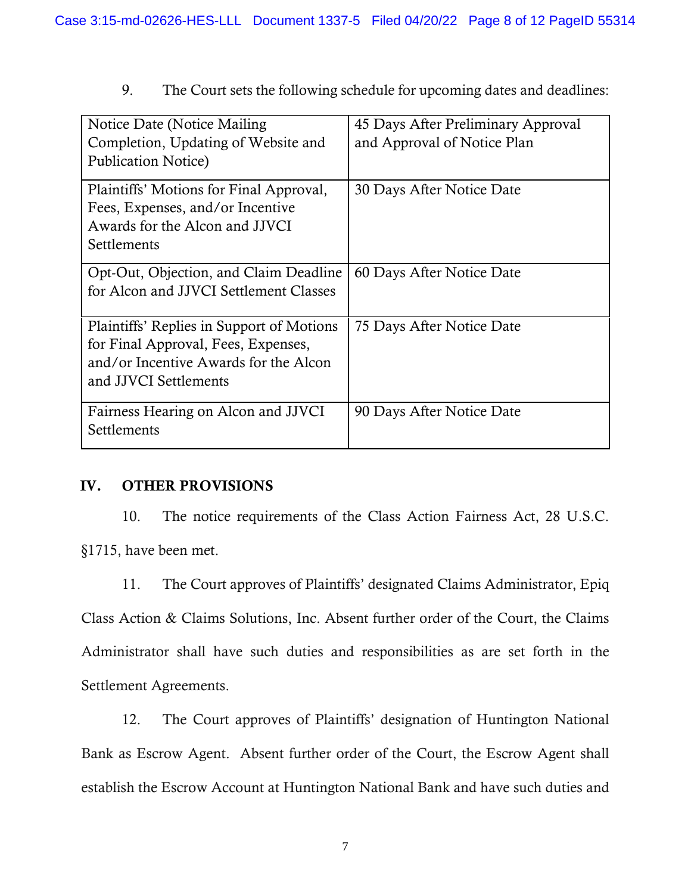9. The Court sets the following schedule for upcoming dates and deadlines:

| Notice Date (Notice Mailing Completion, Updating of Website and Publication Notice) | 45 Days After Preliminary Approval and Approval of Notice Plan |
|---|---|
| Plaintiffs' Motions for Final Approval, Fees, Expenses, and/or Incentive Awards for the Alcon and JJVCI Settlements | 30 Days After Notice Date |
| Opt-Out, Objection, and Claim Deadline for Alcon and JJVCI Settlement Classes | 60 Days After Notice Date |
| Plaintiffs' Replies in Support of Motions for Final Approval, Fees, Expenses, and/or Incentive Awards for the Alcon and JJVCI Settlements | 75 Days After Notice Date |
| Fairness Hearing on Alcon and JJVCI Settlements | 90 Days After Notice Date |

## IV. OTHER PROVISIONS

10. The notice requirements of the Class Action Fairness Act, 28 U.S.C. §1715, have been met.

11. The Court approves of Plaintiffs' designated Claims Administrator, Epiq Class Action & Claims Solutions, Inc. Absent further order of the Court, the Claims Administrator shall have such duties and responsibilities as are set forth in the Settlement Agreements.

12. The Court approves of Plaintiffs' designation of Huntington National Bank as Escrow Agent. Absent further order of the Court, the Escrow Agent shall establish the Escrow Account at Huntington National Bank and have such duties and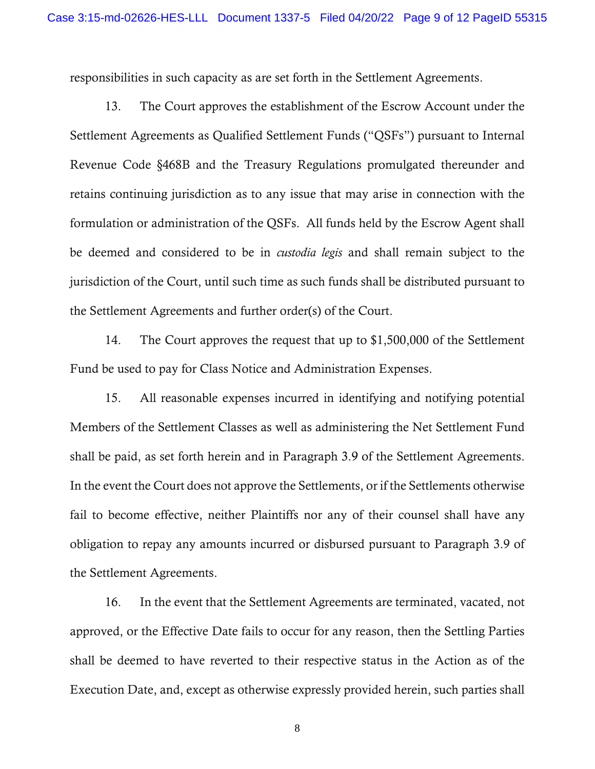responsibilities in such capacity as are set forth in the Settlement Agreements.

13. The Court approves the establishment of the Escrow Account under the Settlement Agreements as Qualified Settlement Funds ("QSFs") pursuant to Internal Revenue Code §468B and the Treasury Regulations promulgated thereunder and retains continuing jurisdiction as to any issue that may arise in connection with the formulation or administration of the QSFs. All funds held by the Escrow Agent shall be deemed and considered to be in *custodia legis* and shall remain subject to the jurisdiction of the Court, until such time as such funds shall be distributed pursuant to the Settlement Agreements and further order(s) of the Court.

14. The Court approves the request that up to $1,500,000 of the Settlement Fund be used to pay for Class Notice and Administration Expenses.

15. All reasonable expenses incurred in identifying and notifying potential Members of the Settlement Classes as well as administering the Net Settlement Fund shall be paid, as set forth herein and in Paragraph 3.9 of the Settlement Agreements. In the event the Court does not approve the Settlements, or if the Settlements otherwise fail to become effective, neither Plaintiffs nor any of their counsel shall have any obligation to repay any amounts incurred or disbursed pursuant to Paragraph 3.9 of the Settlement Agreements.

16. In the event that the Settlement Agreements are terminated, vacated, not approved, or the Effective Date fails to occur for any reason, then the Settling Parties shall be deemed to have reverted to their respective status in the Action as of the Execution Date, and, except as otherwise expressly provided herein, such parties shall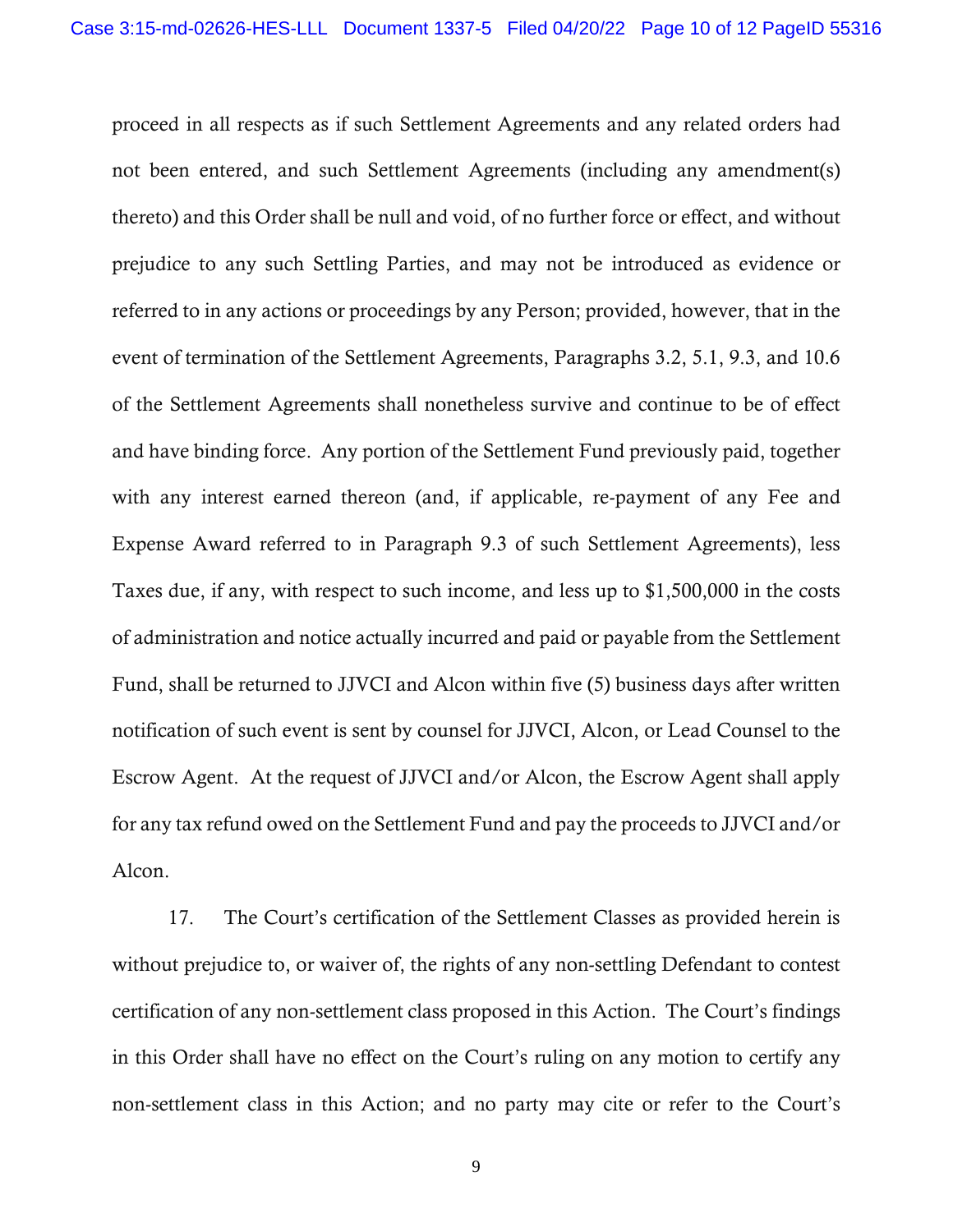proceed in all respects as if such Settlement Agreements and any related orders had not been entered, and such Settlement Agreements (including any amendment(s) thereto) and this Order shall be null and void, of no further force or effect, and without prejudice to any such Settling Parties, and may not be introduced as evidence or referred to in any actions or proceedings by any Person; provided, however, that in the event of termination of the Settlement Agreements, Paragraphs 3.2, 5.1, 9.3, and 10.6 of the Settlement Agreements shall nonetheless survive and continue to be of effect and have binding force. Any portion of the Settlement Fund previously paid, together with any interest earned thereon (and, if applicable, re-payment of any Fee and Expense Award referred to in Paragraph 9.3 of such Settlement Agreements), less Taxes due, if any, with respect to such income, and less up to $1,500,000 in the costs of administration and notice actually incurred and paid or payable from the Settlement Fund, shall be returned to JJVCI and Alcon within five (5) business days after written notification of such event is sent by counsel for JJVCI, Alcon, or Lead Counsel to the Escrow Agent. At the request of JJVCI and/or Alcon, the Escrow Agent shall apply for any tax refund owed on the Settlement Fund and pay the proceeds to JJVCI and/or Alcon.

17. The Court's certification of the Settlement Classes as provided herein is without prejudice to, or waiver of, the rights of any non-settling Defendant to contest certification of any non-settlement class proposed in this Action. The Court's findings in this Order shall have no effect on the Court's ruling on any motion to certify any non-settlement class in this Action; and no party may cite or refer to the Court's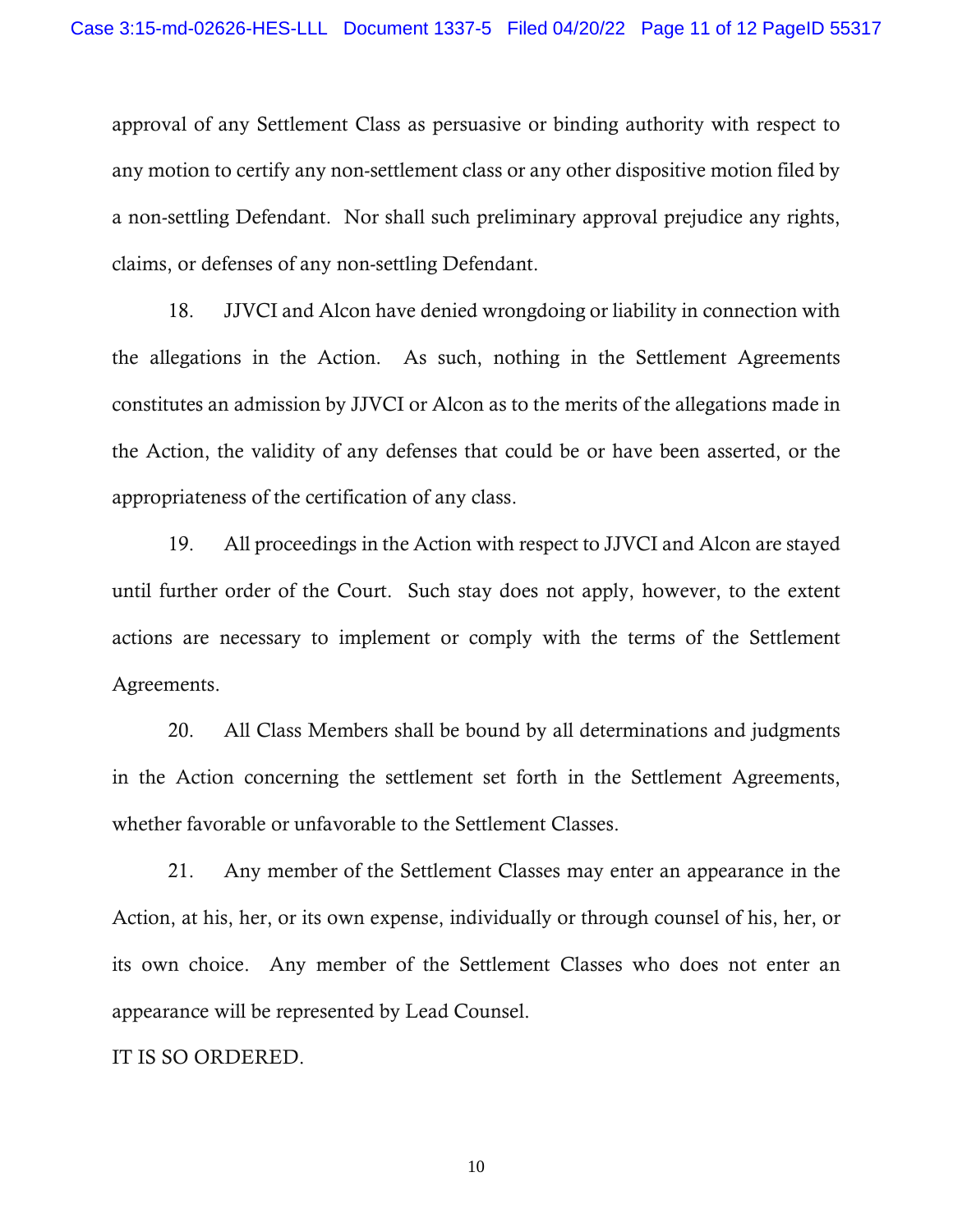approval of any Settlement Class as persuasive or binding authority with respect to any motion to certify any non-settlement class or any other dispositive motion filed by a non-settling Defendant. Nor shall such preliminary approval prejudice any rights, claims, or defenses of any non-settling Defendant.

18. JJVCI and Alcon have denied wrongdoing or liability in connection with the allegations in the Action. As such, nothing in the Settlement Agreements constitutes an admission by JJVCI or Alcon as to the merits of the allegations made in the Action, the validity of any defenses that could be or have been asserted, or the appropriateness of the certification of any class.

19. All proceedings in the Action with respect to JJVCI and Alcon are stayed until further order of the Court. Such stay does not apply, however, to the extent actions are necessary to implement or comply with the terms of the Settlement Agreements.

20. All Class Members shall be bound by all determinations and judgments in the Action concerning the settlement set forth in the Settlement Agreements, whether favorable or unfavorable to the Settlement Classes.

21. Any member of the Settlement Classes may enter an appearance in the Action, at his, her, or its own expense, individually or through counsel of his, her, or its own choice. Any member of the Settlement Classes who does not enter an appearance will be represented by Lead Counsel.

IT IS SO ORDERED.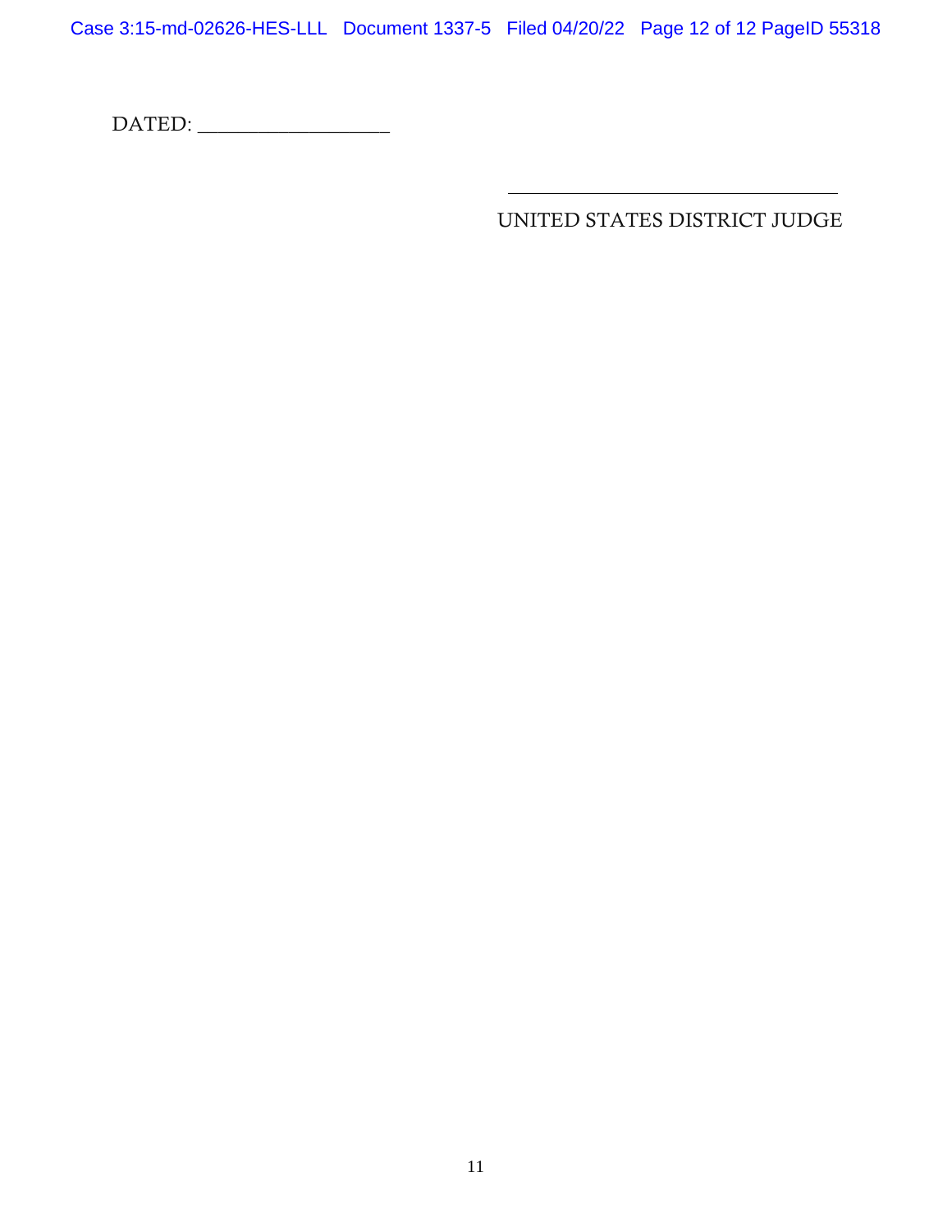DATED: ___________________

_________________________________

UNITED STATES DISTRICT JUDGE